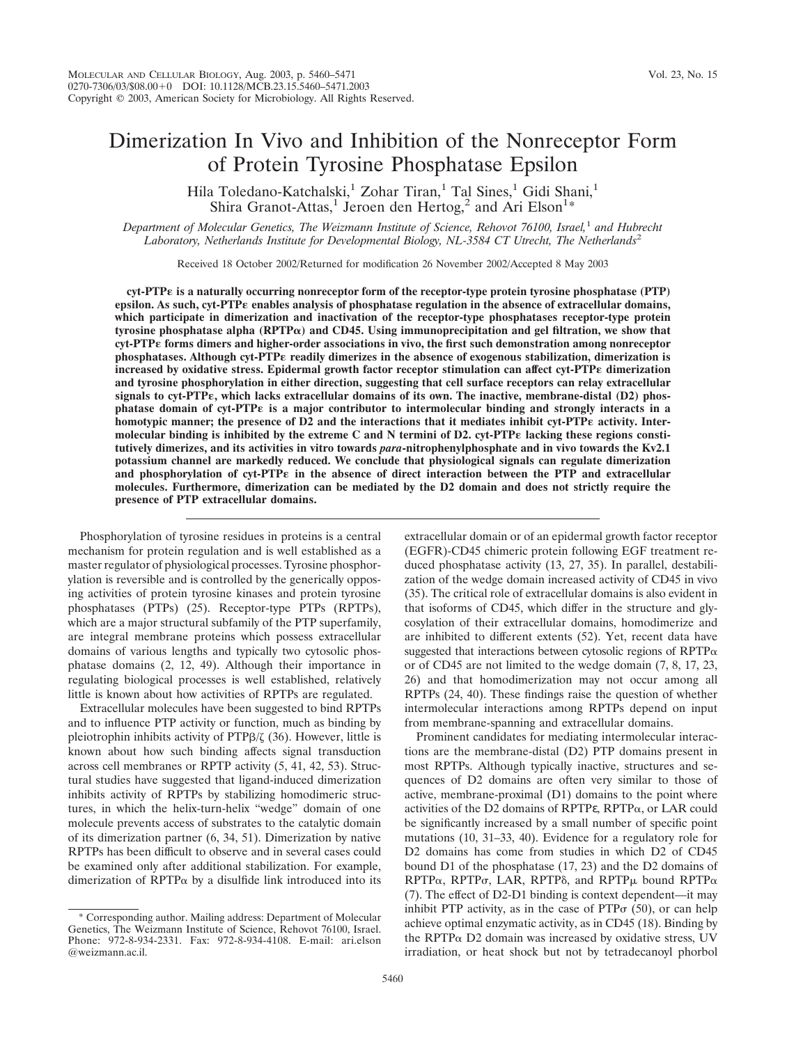# Dimerization In Vivo and Inhibition of the Nonreceptor Form of Protein Tyrosine Phosphatase Epsilon

Hila Toledano-Katchalski,[1] Zohar Tiran,[1] Tal Sines,[1] Gidi Shani,[1] Shira Granot-Attas,[1] Jeroen den Hertog,[2] and Ari Elson[1]*

*Department of Molecular Genetics, The Weizmann Institute of Science, Rehovot 76100, Israel,[1] and Hubrecht Laboratory, Netherlands Institute for Developmental Biology, NL-3584 CT Utrecht, The Netherlands[2]*

Received 18 October 2002/Returned for modification 26 November 2002/Accepted 8 May 2003

**cyt-PTPε is a naturally occurring nonreceptor form of the receptor-type protein tyrosine phosphatase (PTP) epsilon. As such, cyt-PTPε enables analysis of phosphatase regulation in the absence of extracellular domains, which participate in dimerization and inactivation of the receptor-type phosphatases receptor-type protein tyrosine phosphatase alpha (RPTPα) and CD45. Using immunoprecipitation and gel filtration, we show that cyt-PTPε forms dimers and higher-order associations in vivo, the first such demonstration among nonreceptor phosphatases. Although cyt-PTPε readily dimerizes in the absence of exogenous stabilization, dimerization is increased by oxidative stress. Epidermal growth factor receptor stimulation can affect cyt-PTPε dimerization and tyrosine phosphorylation in either direction, suggesting that cell surface receptors can relay extracellular signals to cyt-PTPε, which lacks extracellular domains of its own. The inactive, membrane-distal (D2) phosphatase domain of cyt-PTPε is a major contributor to intermolecular binding and strongly interacts in a homotypic manner; the presence of D2 and the interactions that it mediates inhibit cyt-PTPε activity. Intermolecular binding is inhibited by the extreme C and N termini of D2. cyt-PTPε lacking these regions constitutively dimerizes, and its activities in vitro towards *para*-nitrophenylphosphate and in vivo towards the Kv2.1 potassium channel are markedly reduced. We conclude that physiological signals can regulate dimerization and phosphorylation of cyt-PTPε in the absence of direct interaction between the PTP and extracellular molecules. Furthermore, dimerization can be mediated by the D2 domain and does not strictly require the presence of PTP extracellular domains.**

Phosphorylation of tyrosine residues in proteins is a central mechanism for protein regulation and is well established as a master regulator of physiological processes. Tyrosine phosphorylation is reversible and is controlled by the generically opposing activities of protein tyrosine kinases and protein tyrosine phosphatases (PTPs) (25). Receptor-type PTPs (RPTPs), which are a major structural subfamily of the PTP superfamily, are integral membrane proteins which possess extracellular domains of various lengths and typically two cytosolic phosphatase domains (2, 12, 49). Although their importance in regulating biological processes is well established, relatively little is known about how activities of RPTPs are regulated.

Extracellular molecules have been suggested to bind RPTPs and to influence PTP activity or function, much as binding by pleiotrophin inhibits activity of PTPβ/ζ (36). However, little is known about how such binding affects signal transduction across cell membranes or RPTP activity (5, 41, 42, 53). Structural studies have suggested that ligand-induced dimerization inhibits activity of RPTPs by stabilizing homodimeric structures, in which the helix-turn-helix "wedge" domain of one molecule prevents access of substrates to the catalytic domain of its dimerization partner (6, 34, 51). Dimerization by native RPTPs has been difficult to observe and in several cases could be examined only after additional stabilization. For example, dimerization of RPTPα by a disulfide link introduced into its extracellular domain or of an epidermal growth factor receptor (EGFR)-CD45 chimeric protein following EGF treatment reduced phosphatase activity (13, 27, 35). In parallel, destabilization of the wedge domain increased activity of CD45 in vivo (35). The critical role of extracellular domains is also evident in that isoforms of CD45, which differ in the structure and glycosylation of their extracellular domains, homodimerize and are inhibited to different extents (52). Yet, recent data have suggested that interactions between cytosolic regions of RPTPα or of CD45 are not limited to the wedge domain (7, 8, 17, 23, 26) and that homodimerization may not occur among all RPTPs (24, 40). These findings raise the question of whether intermolecular interactions among RPTPs depend on input from membrane-spanning and extracellular domains.

Prominent candidates for mediating intermolecular interactions are the membrane-distal (D2) PTP domains present in most RPTPs. Although typically inactive, structures and sequences of D2 domains are often very similar to those of active, membrane-proximal (D1) domains to the point where activities of the D2 domains of RPTPε, RPTPα, or LAR could be significantly increased by a small number of specific point mutations (10, 31–33, 40). Evidence for a regulatory role for D2 domains has come from studies in which D2 of CD45 bound D1 of the phosphatase (17, 23) and the D2 domains of RPTPα, RPTPσ, LAR, RPTPδ, and RPTPμ bound RPTPα (7). The effect of D2-D1 binding is context dependent—it may inhibit PTP activity, as in the case of PTPσ (50), or can help achieve optimal enzymatic activity, as in CD45 (18). Binding by the RPTPα D2 domain was increased by oxidative stress, UV irradiation, or heat shock but not by tetradecanoyl phorbol

\* Corresponding author. Mailing address: Department of Molecular Genetics, The Weizmann Institute of Science, Rehovot 76100, Israel. Phone: 972-8-934-2331. Fax: 972-8-934-4108. E-mail: ari.elson@weizmann.ac.il.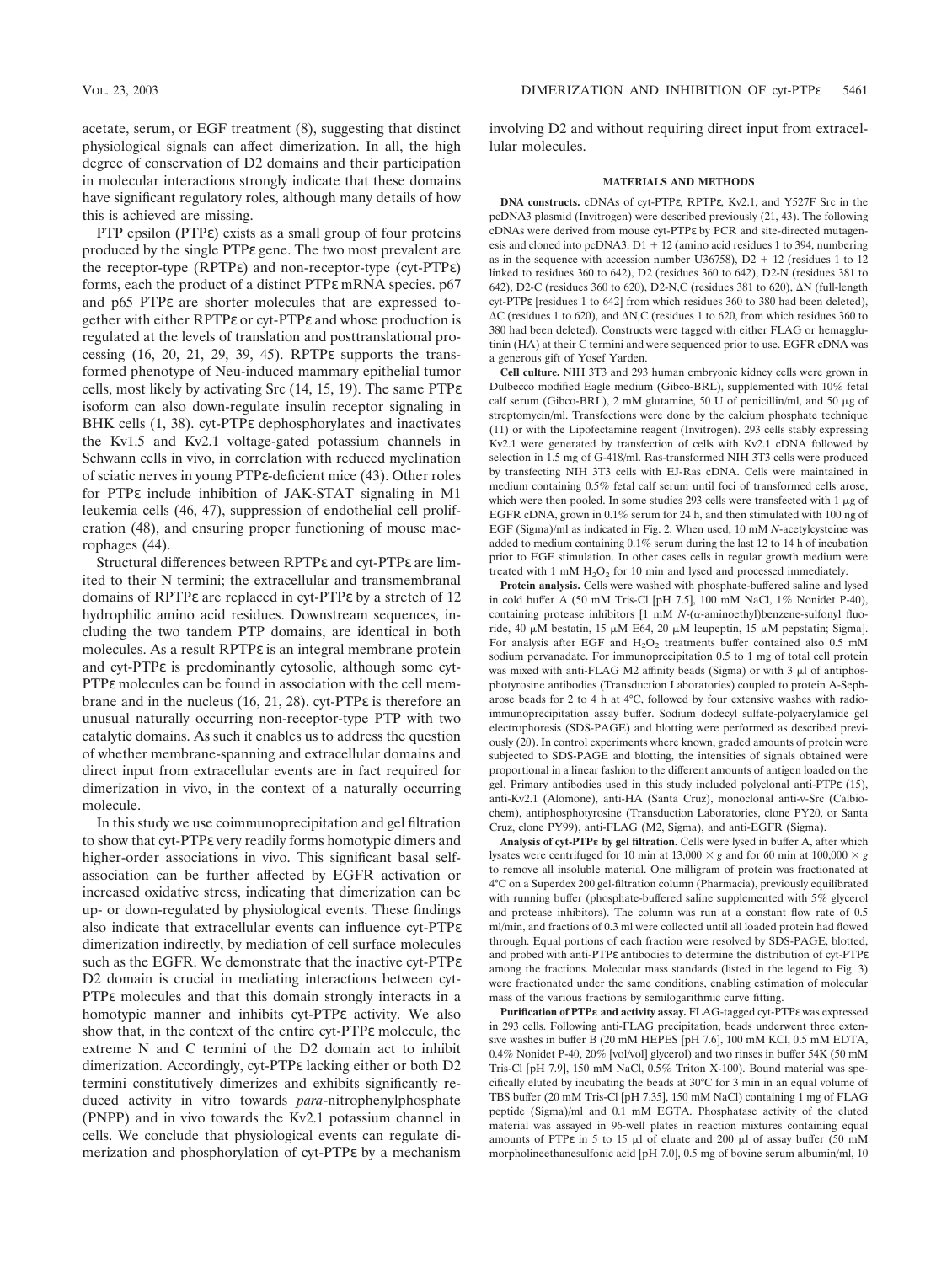acetate, serum, or EGF treatment (8), suggesting that distinct physiological signals can affect dimerization. In all, the high degree of conservation of D2 domains and their participation in molecular interactions strongly indicate that these domains have significant regulatory roles, although many details of how this is achieved are missing.

PTP epsilon (PTPε) exists as a small group of four proteins produced by the single PTPε gene. The two most prevalent are the receptor-type (RPTPε) and non-receptor-type (cyt-PTPε) forms, each the product of a distinct PTPε mRNA species. p67 and p65 PTPε are shorter molecules that are expressed together with either RPTPε or cyt-PTPε and whose production is regulated at the levels of translation and posttranslational processing (16, 20, 21, 29, 39, 45). RPTPε supports the transformed phenotype of Neu-induced mammary epithelial tumor cells, most likely by activating Src (14, 15, 19). The same PTPε isoform can also down-regulate insulin receptor signaling in BHK cells (1, 38). cyt-PTPε dephosphorylates and inactivates the Kv1.5 and Kv2.1 voltage-gated potassium channels in Schwann cells in vivo, in correlation with reduced myelination of sciatic nerves in young PTPε-deficient mice (43). Other roles for PTPε include inhibition of JAK-STAT signaling in M1 leukemia cells (46, 47), suppression of endothelial cell proliferation (48), and ensuring proper functioning of mouse macrophages (44).

Structural differences between RPTPε and cyt-PTPε are limited to their N termini; the extracellular and transmembranal domains of RPTPε are replaced in cyt-PTPε by a stretch of 12 hydrophilic amino acid residues. Downstream sequences, including the two tandem PTP domains, are identical in both molecules. As a result RPTPε is an integral membrane protein and cyt-PTPε is predominantly cytosolic, although some cyt-PTPε molecules can be found in association with the cell membrane and in the nucleus (16, 21, 28). cyt-PTPε is therefore an unusual naturally occurring non-receptor-type PTP with two catalytic domains. As such it enables us to address the question of whether membrane-spanning and extracellular domains and direct input from extracellular events are in fact required for dimerization in vivo, in the context of a naturally occurring molecule.

In this study we use coimmunoprecipitation and gel filtration to show that cyt-PTPε very readily forms homotypic dimers and higher-order associations in vivo. This significant basal self-association can be further affected by EGFR activation or increased oxidative stress, indicating that dimerization can be up- or down-regulated by physiological events. These findings also indicate that extracellular events can influence cyt-PTPε dimerization indirectly, by mediation of cell surface molecules such as the EGFR. We demonstrate that the inactive cyt-PTPε D2 domain is crucial in mediating interactions between cyt-PTPε molecules and that this domain strongly interacts in a homotypic manner and inhibits cyt-PTPε activity. We also show that, in the context of the entire cyt-PTPε molecule, the extreme N and C termini of the D2 domain act to inhibit dimerization. Accordingly, cyt-PTPε lacking either or both D2 termini constitutively dimerizes and exhibits significantly reduced activity in vitro towards *para*-nitrophenylphosphate (PNPP) and in vivo towards the Kv2.1 potassium channel in cells. We conclude that physiological events can regulate dimerization and phosphorylation of cyt-PTPε by a mechanism involving D2 and without requiring direct input from extracellular molecules.

## MATERIALS AND METHODS

**DNA constructs.** cDNAs of cyt-PTPε, RPTPε, Kv2.1, and Y527F Src in the pcDNA3 plasmid (Invitrogen) were described previously (21, 43). The following cDNAs were derived from mouse cyt-PTPε by PCR and site-directed mutagenesis and cloned into pcDNA3: D1 + 12 (amino acid residues 1 to 394, numbering as in the sequence with accession number U36758), D2 + 12 (residues 1 to 12 linked to residues 360 to 642), D2 (residues 360 to 642), D2-N (residues 381 to 642), D2-C (residues 360 to 620), D2-N,C (residues 381 to 620), ΔN (full-length cyt-PTPε [residues 1 to 642] from which residues 360 to 380 had been deleted), ΔC (residues 1 to 620), and ΔN,C (residues 1 to 620, from which residues 360 to 380 had been deleted). Constructs were tagged with either FLAG or hemagglutinin (HA) at their C termini and were sequenced prior to use. EGFR cDNA was a generous gift of Yosef Yarden.

**Cell culture.** NIH 3T3 and 293 human embryonic kidney cells were grown in Dulbecco modified Eagle medium (Gibco-BRL), supplemented with 10% fetal calf serum (Gibco-BRL), 2 mM glutamine, 50 U of penicillin/ml, and 50 μg of streptomycin/ml. Transfections were done by the calcium phosphate technique (11) or with the Lipofectamine reagent (Invitrogen). 293 cells stably expressing Kv2.1 were generated by transfection of cells with Kv2.1 cDNA followed by selection in 1.5 mg of G-418/ml. Ras-transformed NIH 3T3 cells were produced by transfecting NIH 3T3 cells with EJ-Ras cDNA. Cells were maintained in medium containing 0.5% fetal calf serum until foci of transformed cells arose, which were then pooled. In some studies 293 cells were transfected with 1 μg of EGFR cDNA, grown in 0.1% serum for 24 h, and then stimulated with 100 ng of EGF (Sigma)/ml as indicated in Fig. 2. When used, 10 mM *N*-acetylcysteine was added to medium containing 0.1% serum during the last 12 to 14 h of incubation prior to EGF stimulation. In other cases cells in regular growth medium were treated with 1 mM $H_2O_2$ for 10 min and lysed and processed immediately.

**Protein analysis.** Cells were washed with phosphate-buffered saline and lysed in cold buffer A (50 mM Tris-Cl [pH 7.5], 100 mM NaCl, 1% Nonidet P-40), containing protease inhibitors [1 mM *N*-(α-aminoethyl)benzene-sulfonyl fluoride, 40 μM bestatin, 15 μM E64, 20 μM leupeptin, 15 μM pepstatin; Sigma]. For analysis after EGF and $H_2O_2$ treatments buffer contained also 0.5 mM sodium pervanadate. For immunoprecipitation 0.5 to 1 mg of total cell protein was mixed with anti-FLAG M2 affinity beads (Sigma) or with 3 μl of antiphosphotyrosine antibodies (Transduction Laboratories) coupled to protein A-Sepharose beads for 2 to 4 h at 4°C, followed by four extensive washes with radioimmunoprecipitation assay buffer. Sodium dodecyl sulfate-polyacrylamide gel electrophoresis (SDS-PAGE) and blotting were performed as described previously (20). In control experiments where known, graded amounts of protein were subjected to SDS-PAGE and blotting, the intensities of signals obtained were proportional in a linear fashion to the different amounts of antigen loaded on the gel. Primary antibodies used in this study included polyclonal anti-PTPε (15), anti-Kv2.1 (Alomone), anti-HA (Santa Cruz), monoclonal anti-v-Src (Calbiochem), antiphosphotyrosine (Transduction Laboratories, clone PY20, or Santa Cruz, clone PY99), anti-FLAG (M2, Sigma), and anti-EGFR (Sigma).

**Analysis of cyt-PTPε by gel filtration.** Cells were lysed in buffer A, after which lysates were centrifuged for 10 min at 13,000 × *g* and for 60 min at 100,000 × *g* to remove all insoluble material. One milligram of protein was fractionated at 4°C on a Superdex 200 gel-filtration column (Pharmacia), previously equilibrated with running buffer (phosphate-buffered saline supplemented with 5% glycerol and protease inhibitors). The column was run at a constant flow rate of 0.5 ml/min, and fractions of 0.3 ml were collected until all loaded protein had flowed through. Equal portions of each fraction were resolved by SDS-PAGE, blotted, and probed with anti-PTPε antibodies to determine the distribution of cyt-PTPε among the fractions. Molecular mass standards (listed in the legend to Fig. 3) were fractionated under the same conditions, enabling estimation of molecular mass of the various fractions by semilogarithmic curve fitting.

**Purification of PTPε and activity assay.** FLAG-tagged cyt-PTPε was expressed in 293 cells. Following anti-FLAG precipitation, beads underwent three extensive washes in buffer B (20 mM HEPES [pH 7.6], 100 mM KCl, 0.5 mM EDTA, 0.4% Nonidet P-40, 20% [vol/vol] glycerol) and two rinses in buffer 54K (50 mM Tris-Cl [pH 7.9], 150 mM NaCl, 0.5% Triton X-100). Bound material was specifically eluted by incubating the beads at 30°C for 3 min in an equal volume of TBS buffer (20 mM Tris-Cl [pH 7.35], 150 mM NaCl) containing 1 mg of FLAG peptide (Sigma)/ml and 0.1 mM EGTA. Phosphatase activity of the eluted material was assayed in 96-well plates in reaction mixtures containing equal amounts of PTPε in 5 to 15 μl of eluate and 200 μl of assay buffer (50 mM morpholineethanesulfonic acid [pH 7.0], 0.5 mg of bovine serum albumin/ml, 10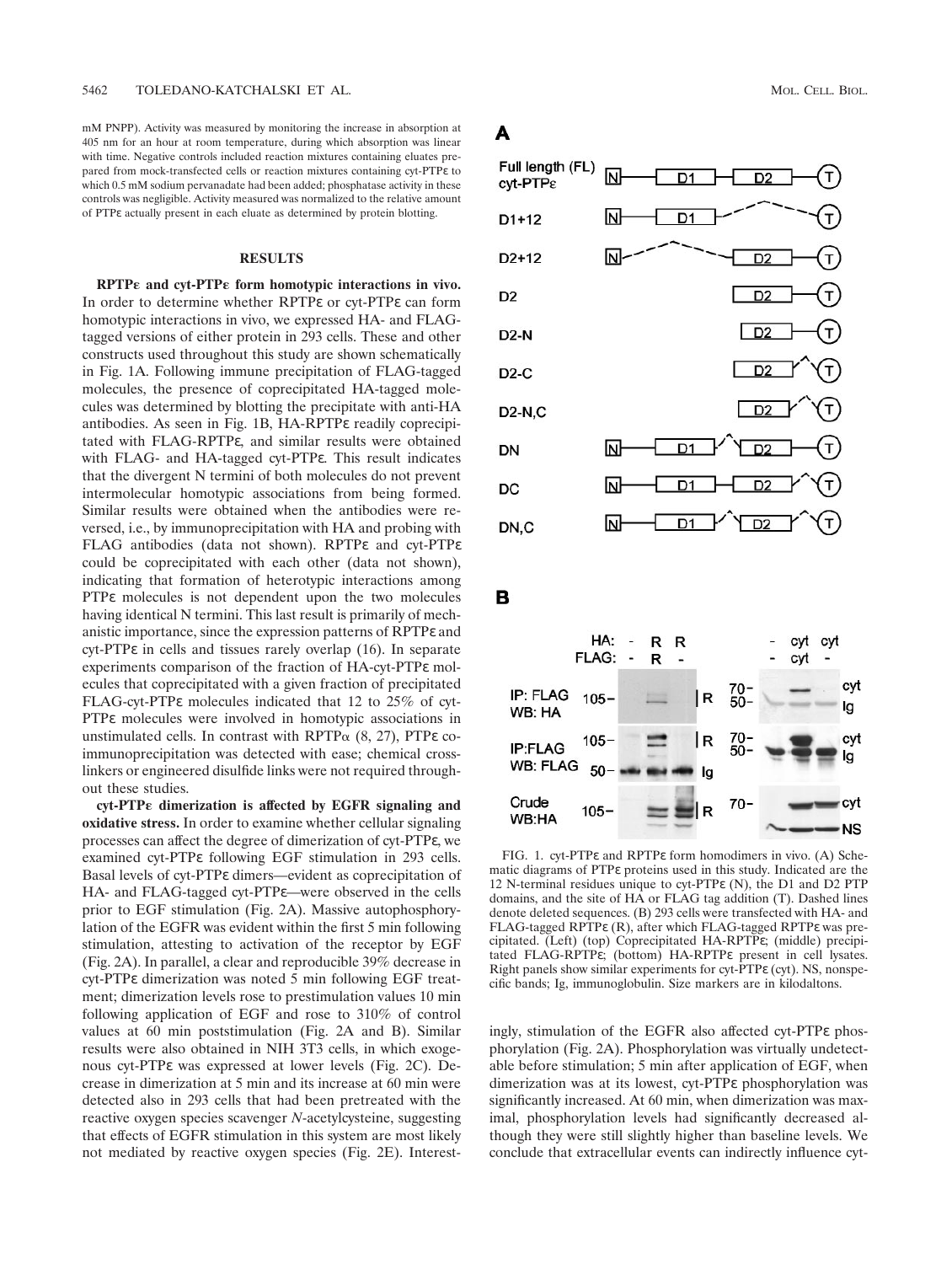mM PNPP). Activity was measured by monitoring the increase in absorption at 405 nm for an hour at room temperature, during which absorption was linear with time. Negative controls included reaction mixtures containing eluates prepared from mock-transfected cells or reaction mixtures containing cyt-PTPε to which 0.5 mM sodium pervanadate had been added; phosphatase activity in these controls was negligible. Activity measured was normalized to the relative amount of PTPε actually present in each eluate as determined by protein blotting.

## RESULTS

**RPTPε and cyt-PTPε form homotypic interactions in vivo.** In order to determine whether RPTPε or cyt-PTPε can form homotypic interactions in vivo, we expressed HA- and FLAG-tagged versions of either protein in 293 cells. These and other constructs used throughout this study are shown schematically in Fig. 1A. Following immune precipitation of FLAG-tagged molecules, the presence of coprecipitated HA-tagged molecules was determined by blotting the precipitate with anti-HA antibodies. As seen in Fig. 1B, HA-RPTPε readily coprecipitated with FLAG-RPTPε, and similar results were obtained with FLAG- and HA-tagged cyt-PTPε. This result indicates that the divergent N termini of both molecules do not prevent intermolecular homotypic associations from being formed. Similar results were obtained when the antibodies were reversed, i.e., by immunoprecipitation with HA and probing with FLAG antibodies (data not shown). RPTPε and cyt-PTPε could be coprecipitated with each other (data not shown), indicating that formation of heterotypic interactions among PTPε molecules is not dependent upon the two molecules having identical N termini. This last result is primarily of mechanistic importance, since the expression patterns of RPTPε and cyt-PTPε in cells and tissues rarely overlap (16). In separate experiments comparison of the fraction of HA-cyt-PTPε molecules that coprecipitated with a given fraction of precipitated FLAG-cyt-PTPε molecules indicated that 12 to 25% of cyt-PTPε molecules were involved in homotypic associations in unstimulated cells. In contrast with RPTPα (8, 27), PTPε coimmunoprecipitation was detected with ease; chemical crosslinkers or engineered disulfide links were not required throughout these studies.

**cyt-PTPε dimerization is affected by EGFR signaling and oxidative stress.** In order to examine whether cellular signaling processes can affect the degree of dimerization of cyt-PTPε, we examined cyt-PTPε following EGF stimulation in 293 cells. Basal levels of cyt-PTPε dimers—evident as coprecipitation of HA- and FLAG-tagged cyt-PTPε—were observed in the cells prior to EGF stimulation (Fig. 2A). Massive autophosphorylation of the EGFR was evident within the first 5 min following stimulation, attesting to activation of the receptor by EGF (Fig. 2A). In parallel, a clear and reproducible 39% decrease in cyt-PTPε dimerization was noted 5 min following EGF treatment; dimerization levels rose to prestimulation values 10 min following application of EGF and rose to 310% of control values at 60 min poststimulation (Fig. 2A and B). Similar results were also obtained in NIH 3T3 cells, in which exogenous cyt-PTPε was expressed at lower levels (Fig. 2C). Decrease in dimerization at 5 min and its increase at 60 min were detected also in 293 cells that had been pretreated with the reactive oxygen species scavenger *N*-acetylcysteine, suggesting that effects of EGFR stimulation in this system are most likely not mediated by reactive oxygen species (Fig. 2E). Interestingly, stimulation of the EGFR also affected cyt-PTPε phosphorylation (Fig. 2A). Phosphorylation was virtually undetectable before stimulation; 5 min after application of EGF, when dimerization was at its lowest, cyt-PTPε phosphorylation was significantly increased. At 60 min, when dimerization was maximal, phosphorylation levels had significantly decreased although they were still slightly higher than baseline levels. We conclude that extracellular events can indirectly influence cyt-

FIG. 1. cyt-PTPε and RPTPε form homodimers in vivo. (A) Schematic diagrams of PTPε proteins used in this study. Indicated are the 12 N-terminal residues unique to cyt-PTPε (N), the D1 and D2 PTP domains, and the site of HA or FLAG tag addition (T). Dashed lines denote deleted sequences. (B) 293 cells were transfected with HA- and FLAG-tagged RPTPε (R), after which FLAG-tagged RPTPε was precipitated. (Left) (top) Coprecipitated HA-RPTPε; (middle) precipitated FLAG-RPTPε; (bottom) HA-RPTPε present in cell lysates. Right panels show similar experiments for cyt-PTPε (cyt). NS, nonspecific bands; Ig, immunoglobulin. Size markers are in kilodaltons.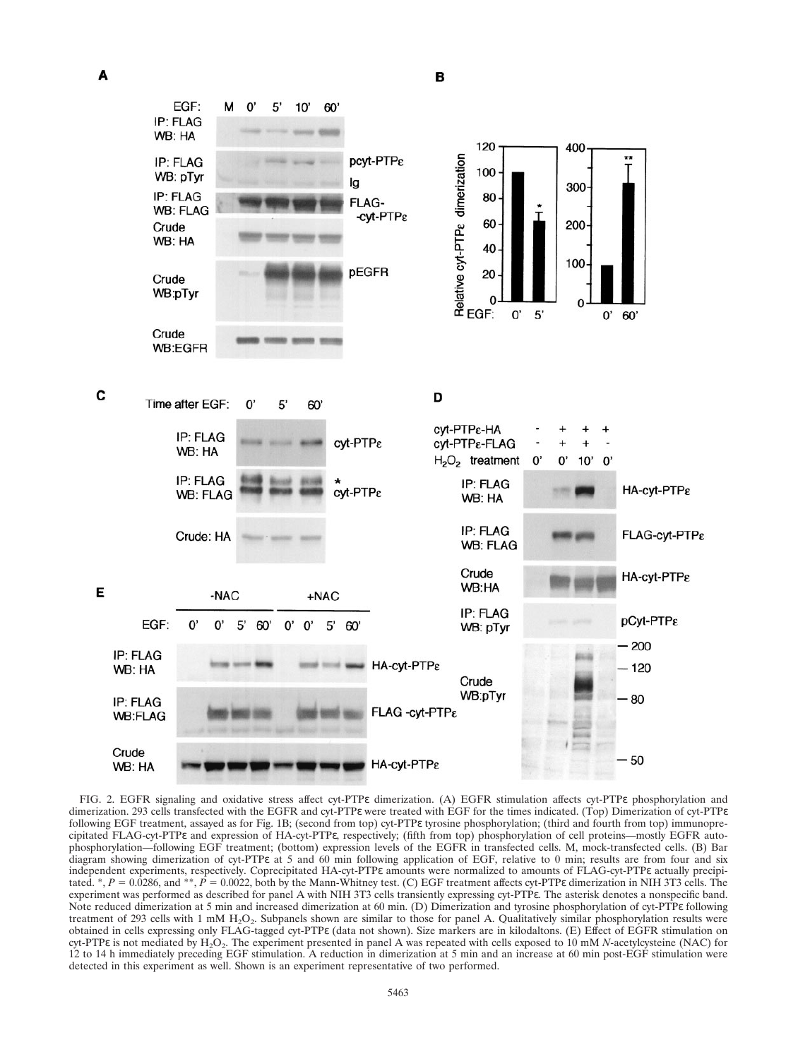FIG. 2. EGFR signaling and oxidative stress affect cyt-PTPε dimerization. (A) EGFR stimulation affects cyt-PTPε phosphorylation and dimerization. 293 cells transfected with the EGFR and cyt-PTPε were treated with EGF for the times indicated. (Top) Dimerization of cyt-PTPε following EGF treatment, assayed as for Fig. 1B; (second from top) cyt-PTPε tyrosine phosphorylation; (third and fourth from top) immunoprecipitated FLAG-cyt-PTPε and expression of HA-cyt-PTPε, respectively; (fifth from top) phosphorylation of cell proteins—mostly EGFR autophosphorylation—following EGF treatment; (bottom) expression levels of the EGFR in transfected cells. M, mock-transfected cells. (B) Bar diagram showing dimerization of cyt-PTPε at 5 and 60 min following application of EGF, relative to 0 min; results are from four and six independent experiments, respectively. Coprecipitated HA-cyt-PTPε amounts were normalized to amounts of FLAG-cyt-PTPε actually precipitated. *, $P = 0.0286$, and **, $P = 0.0022$, both by the Mann-Whitney test. (C) EGF treatment affects cyt-PTPε dimerization in NIH 3T3 cells. The experiment was performed as described for panel A with NIH 3T3 cells transiently expressing cyt-PTPε. The asterisk denotes a nonspecific band. Note reduced dimerization at 5 min and increased dimerization at 60 min. (D) Dimerization and tyrosine phosphorylation of cyt-PTPε following treatment of 293 cells with 1 mM $H_2O_2$. Subpanels shown are similar to those for panel A. Qualitatively similar phosphorylation results were obtained in cells expressing only FLAG-tagged cyt-PTPε (data not shown). Size markers are in kilodaltons. (E) Effect of EGFR stimulation on cyt-PTPε is not mediated by $H_2O_2$. The experiment presented in panel A was repeated with cells exposed to 10 mM *N*-acetylcysteine (NAC) for 12 to 14 h immediately preceding EGF stimulation. A reduction in dimerization at 5 min and an increase at 60 min post-EGF stimulation were detected in this experiment as well. Shown is an experiment representative of two performed.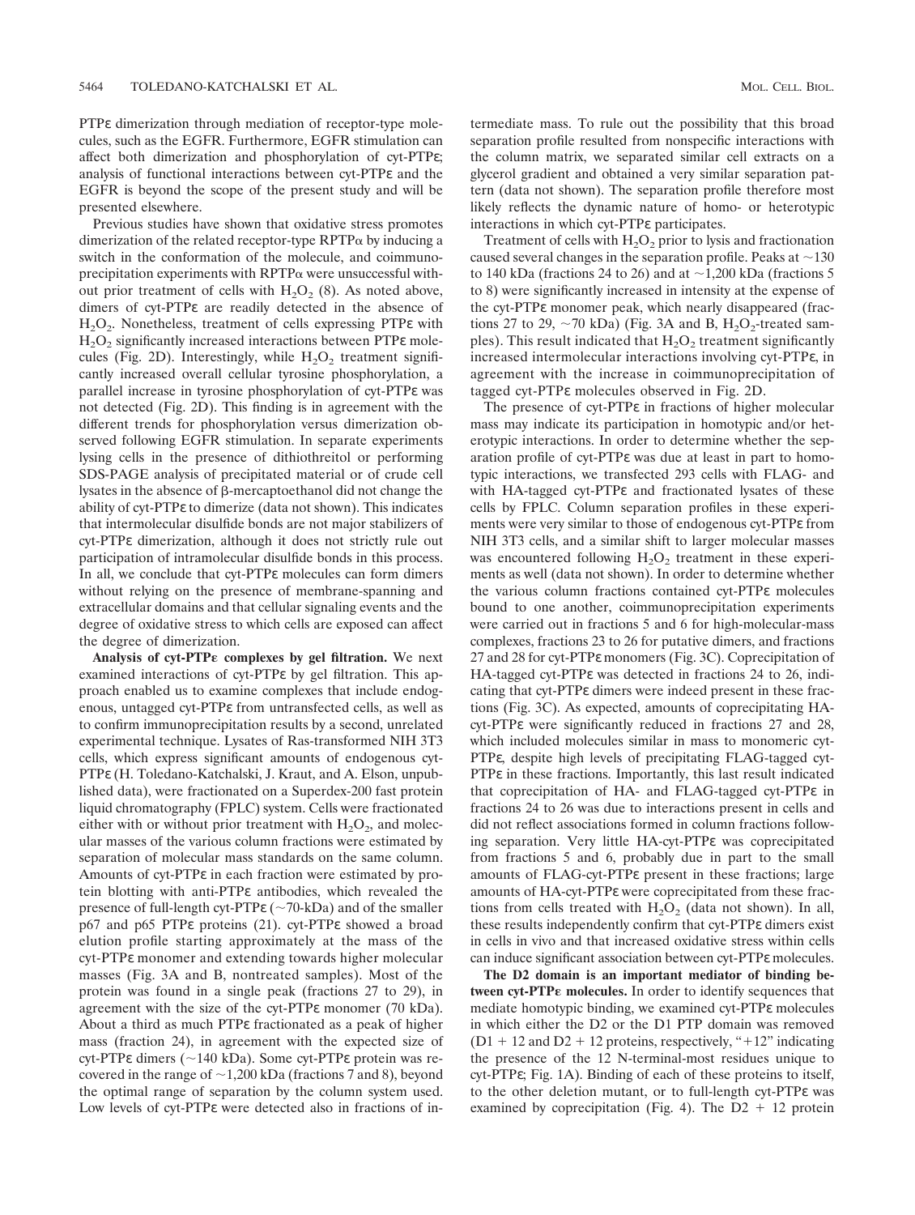PTPε dimerization through mediation of receptor-type molecules, such as the EGFR. Furthermore, EGFR stimulation can affect both dimerization and phosphorylation of cyt-PTPε; analysis of functional interactions between cyt-PTPε and the EGFR is beyond the scope of the present study and will be presented elsewhere.

Previous studies have shown that oxidative stress promotes dimerization of the related receptor-type RPTPα by inducing a switch in the conformation of the molecule, and coimmunoprecipitation experiments with RPTPα were unsuccessful without prior treatment of cells with $H_2O_2$ (8). As noted above, dimers of cyt-PTPε are readily detected in the absence of $H_2O_2$. Nonetheless, treatment of cells expressing PTPε with $H_2O_2$ significantly increased interactions between PTPε molecules (Fig. 2D). Interestingly, while $H_2O_2$ treatment significantly increased overall cellular tyrosine phosphorylation, a parallel increase in tyrosine phosphorylation of cyt-PTPε was not detected (Fig. 2D). This finding is in agreement with the different trends for phosphorylation versus dimerization observed following EGFR stimulation. In separate experiments lysing cells in the presence of dithiothreitol or performing SDS-PAGE analysis of precipitated material or of crude cell lysates in the absence of β-mercaptoethanol did not change the ability of cyt-PTPε to dimerize (data not shown). This indicates that intermolecular disulfide bonds are not major stabilizers of cyt-PTPε dimerization, although it does not strictly rule out participation of intramolecular disulfide bonds in this process. In all, we conclude that cyt-PTPε molecules can form dimers without relying on the presence of membrane-spanning and extracellular domains and that cellular signaling events and the degree of oxidative stress to which cells are exposed can affect the degree of dimerization.

**Analysis of cyt-PTPε complexes by gel filtration.** We next examined interactions of cyt-PTPε by gel filtration. This approach enabled us to examine complexes that include endogenous, untagged cyt-PTPε from untransfected cells, as well as to confirm immunoprecipitation results by a second, unrelated experimental technique. Lysates of Ras-transformed NIH 3T3 cells, which express significant amounts of endogenous cyt-PTPε (H. Toledano-Katchalski, J. Kraut, and A. Elson, unpublished data), were fractionated on a Superdex-200 fast protein liquid chromatography (FPLC) system. Cells were fractionated either with or without prior treatment with $H_2O_2$, and molecular masses of the various column fractions were estimated by separation of molecular mass standards on the same column. Amounts of cyt-PTPε in each fraction were estimated by protein blotting with anti-PTPε antibodies, which revealed the presence of full-length cyt-PTPε (~70-kDa) and of the smaller p67 and p65 PTPε proteins (21). cyt-PTPε showed a broad elution profile starting approximately at the mass of the cyt-PTPε monomer and extending towards higher molecular masses (Fig. 3A and B, nontreated samples). Most of the protein was found in a single peak (fractions 27 to 29), in agreement with the size of the cyt-PTPε monomer (70 kDa). About a third as much PTPε fractionated as a peak of higher mass (fraction 24), in agreement with the expected size of cyt-PTPε dimers (~140 kDa). Some cyt-PTPε protein was recovered in the range of ~1,200 kDa (fractions 7 and 8), beyond the optimal range of separation by the column system used. Low levels of cyt-PTPε were detected also in fractions of intermediate mass. To rule out the possibility that this broad separation profile resulted from nonspecific interactions with the column matrix, we separated similar cell extracts on a glycerol gradient and obtained a very similar separation pattern (data not shown). The separation profile therefore most likely reflects the dynamic nature of homo- or heterotypic interactions in which cyt-PTPε participates.

Treatment of cells with $H_2O_2$ prior to lysis and fractionation caused several changes in the separation profile. Peaks at ~130 to 140 kDa (fractions 24 to 26) and at ~1,200 kDa (fractions 5 to 8) were significantly increased in intensity at the expense of the cyt-PTPε monomer peak, which nearly disappeared (fractions 27 to 29, ~70 kDa) (Fig. 3A and B, $H_2O_2$-treated samples). This result indicated that $H_2O_2$ treatment significantly increased intermolecular interactions involving cyt-PTPε, in agreement with the increase in coimmunoprecipitation of tagged cyt-PTPε molecules observed in Fig. 2D.

The presence of cyt-PTPε in fractions of higher molecular mass may indicate its participation in homotypic and/or heterotypic interactions. In order to determine whether the separation profile of cyt-PTPε was due at least in part to homotypic interactions, we transfected 293 cells with FLAG- and with HA-tagged cyt-PTPε and fractionated lysates of these cells by FPLC. Column separation profiles in these experiments were very similar to those of endogenous cyt-PTPε from NIH 3T3 cells, and a similar shift to larger molecular masses was encountered following $H_2O_2$ treatment in these experiments as well (data not shown). In order to determine whether the various column fractions contained cyt-PTPε molecules bound to one another, coimmunoprecipitation experiments were carried out in fractions 5 and 6 for high-molecular-mass complexes, fractions 23 to 26 for putative dimers, and fractions 27 and 28 for cyt-PTPε monomers (Fig. 3C). Coprecipitation of HA-tagged cyt-PTPε was detected in fractions 24 to 26, indicating that cyt-PTPε dimers were indeed present in these fractions (Fig. 3C). As expected, amounts of coprecipitating HA-cyt-PTPε were significantly reduced in fractions 27 and 28, which included molecules similar in mass to monomeric cyt-PTPε, despite high levels of precipitating FLAG-tagged cyt-PTPε in these fractions. Importantly, this last result indicated that coprecipitation of HA- and FLAG-tagged cyt-PTPε in fractions 24 to 26 was due to interactions present in cells and did not reflect associations formed in column fractions following separation. Very little HA-cyt-PTPε was coprecipitated from fractions 5 and 6, probably due in part to the small amounts of FLAG-cyt-PTPε present in these fractions; large amounts of HA-cyt-PTPε were coprecipitated from these fractions from cells treated with $H_2O_2$ (data not shown). In all, these results independently confirm that cyt-PTPε dimers exist in cells in vivo and that increased oxidative stress within cells can induce significant association between cyt-PTPε molecules.

**The D2 domain is an important mediator of binding between cyt-PTPε molecules.** In order to identify sequences that mediate homotypic binding, we examined cyt-PTPε molecules in which either the D2 or the D1 PTP domain was removed (D1 + 12 and D2 + 12 proteins, respectively, "+12" indicating the presence of the 12 N-terminal-most residues unique to cyt-PTPε; Fig. 1A). Binding of each of these proteins to itself, to the other deletion mutant, or to full-length cyt-PTPε was examined by coprecipitation (Fig. 4). The D2 + 12 protein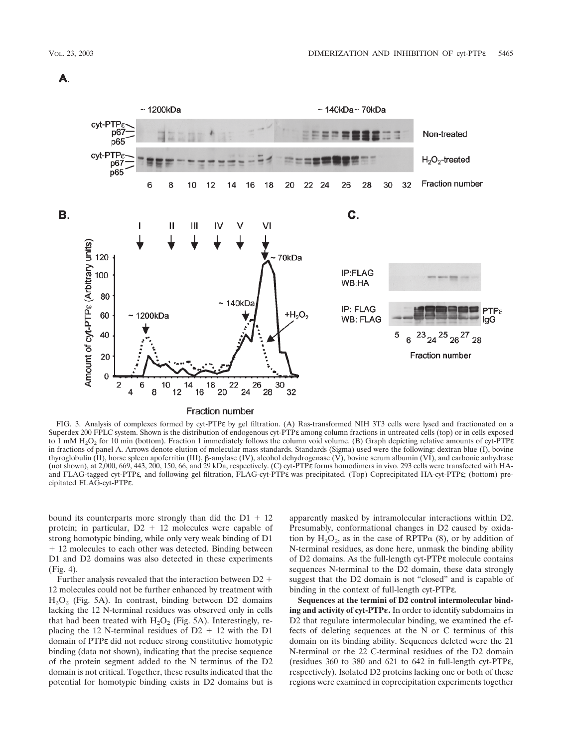FIG. 3. Analysis of complexes formed by cyt-PTPε by gel filtration. (A) Ras-transformed NIH 3T3 cells were lysed and fractionated on a Superdex 200 FPLC system. Shown is the distribution of endogenous cyt-PTPε among column fractions in untreated cells (top) or in cells exposed to 1 mM $H_2O_2$ for 10 min (bottom). Fraction 1 immediately follows the column void volume. (B) Graph depicting relative amounts of cyt-PTPε in fractions of panel A. Arrows denote elution of molecular mass standards. Standards (Sigma) used were the following: dextran blue (I), bovine thyroglobulin (II), horse spleen apoferritin (III), β-amylase (IV), alcohol dehydrogenase (V), bovine serum albumin (VI), and carbonic anhydrase (not shown), at 2,000, 669, 443, 200, 150, 66, and 29 kDa, respectively. (C) cyt-PTPε forms homodimers in vivo. 293 cells were transfected with HA- and FLAG-tagged cyt-PTPε, and following gel filtration, FLAG-cyt-PTPε was precipitated. (Top) Coprecipitated HA-cyt-PTPε; (bottom) precipitated FLAG-cyt-PTPε.

bound its counterparts more strongly than did the D1 + 12 protein; in particular, D2 + 12 molecules were capable of strong homotypic binding, while only very weak binding of D1 + 12 molecules to each other was detected. Binding between D1 and D2 domains was also detected in these experiments (Fig. 4).

Further analysis revealed that the interaction between D2 + 12 molecules could not be further enhanced by treatment with $H_2O_2$ (Fig. 5A). In contrast, binding between D2 domains lacking the 12 N-terminal residues was observed only in cells that had been treated with $H_2O_2$ (Fig. 5A). Interestingly, replacing the 12 N-terminal residues of D2 + 12 with the D1 domain of PTPε did not reduce strong constitutive homotypic binding (data not shown), indicating that the precise sequence of the protein segment added to the N terminus of the D2 domain is not critical. Together, these results indicated that the potential for homotypic binding exists in D2 domains but is apparently masked by intramolecular interactions within D2. Presumably, conformational changes in D2 caused by oxidation by $H_2O_2$, as in the case of RPTPα (8), or by addition of N-terminal residues, as done here, unmask the binding ability of D2 domains. As the full-length cyt-PTPε molecule contains sequences N-terminal to the D2 domain, these data strongly suggest that the D2 domain is not "closed" and is capable of binding in the context of full-length cyt-PTPε.

**Sequences at the termini of D2 control intermolecular binding and activity of cyt-PTPε.** In order to identify subdomains in D2 that regulate intermolecular binding, we examined the effects of deleting sequences at the N or C terminus of this domain on its binding ability. Sequences deleted were the 21 N-terminal or the 22 C-terminal residues of the D2 domain (residues 360 to 380 and 621 to 642 in full-length cyt-PTPε, respectively). Isolated D2 proteins lacking one or both of these regions were examined in coprecipitation experiments together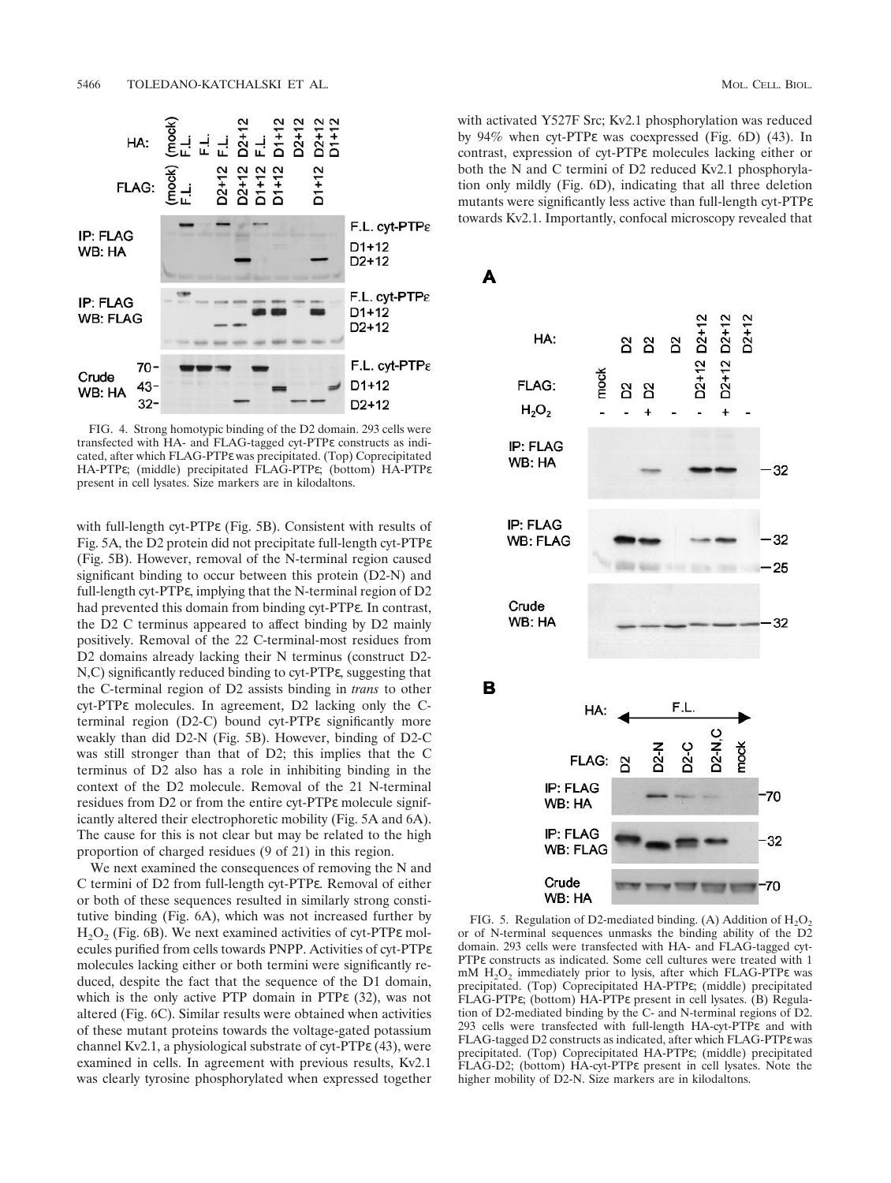FIG. 4. Strong homotypic binding of the D2 domain. 293 cells were transfected with HA- and FLAG-tagged cyt-PTPε constructs as indicated, after which FLAG-PTPε was precipitated. (Top) Coprecipitated HA-PTPε; (middle) precipitated FLAG-PTPε; (bottom) HA-PTPε present in cell lysates. Size markers are in kilodaltons.

with full-length cyt-PTPε (Fig. 5B). Consistent with results of Fig. 5A, the D2 protein did not precipitate full-length cyt-PTPε (Fig. 5B). However, removal of the N-terminal region caused significant binding to occur between this protein (D2-N) and full-length cyt-PTPε, implying that the N-terminal region of D2 had prevented this domain from binding cyt-PTPε. In contrast, the D2 C terminus appeared to affect binding by D2 mainly positively. Removal of the 22 C-terminal-most residues from D2 domains already lacking their N terminus (construct D2-N,C) significantly reduced binding to cyt-PTPε, suggesting that the C-terminal region of D2 assists binding in *trans* to other cyt-PTPε molecules. In agreement, D2 lacking only the C-terminal region (D2-C) bound cyt-PTPε significantly more weakly than did D2-N (Fig. 5B). However, binding of D2-C was still stronger than that of D2; this implies that the C terminus of D2 also has a role in inhibiting binding in the context of the D2 molecule. Removal of the 21 N-terminal residues from D2 or from the entire cyt-PTPε molecule significantly altered their electrophoretic mobility (Fig. 5A and 6A). The cause for this is not clear but may be related to the high proportion of charged residues (9 of 21) in this region.

We next examined the consequences of removing the N and C termini of D2 from full-length cyt-PTPε. Removal of either or both of these sequences resulted in similarly strong constitutive binding (Fig. 6A), which was not increased further by $H_2O_2$ (Fig. 6B). We next examined activities of cyt-PTPε molecules purified from cells towards PNPP. Activities of cyt-PTPε molecules lacking either or both termini were significantly reduced, despite the fact that the sequence of the D1 domain, which is the only active PTP domain in PTPε (32), was not altered (Fig. 6C). Similar results were obtained when activities of these mutant proteins towards the voltage-gated potassium channel Kv2.1, a physiological substrate of cyt-PTPε (43), were examined in cells. In agreement with previous results, Kv2.1 was clearly tyrosine phosphorylated when expressed together with activated Y527F Src; Kv2.1 phosphorylation was reduced by 94% when cyt-PTPε was coexpressed (Fig. 6D) (43). In contrast, expression of cyt-PTPε molecules lacking either or both the N and C termini of D2 reduced Kv2.1 phosphorylation only mildly (Fig. 6D), indicating that all three deletion mutants were significantly less active than full-length cyt-PTPε towards Kv2.1. Importantly, confocal microscopy revealed that

FIG. 5. Regulation of D2-mediated binding. (A) Addition of $H_2O_2$ or of N-terminal sequences unmasks the binding ability of the D2 domain. 293 cells were transfected with HA- and FLAG-tagged cyt-PTPε constructs as indicated. Some cell cultures were treated with 1 mM $H_2O_2$ immediately prior to lysis, after which FLAG-PTPε was precipitated. (Top) Coprecipitated HA-PTPε; (middle) precipitated FLAG-PTPε; (bottom) HA-PTPε present in cell lysates. (B) Regulation of D2-mediated binding by the C- and N-terminal regions of D2. 293 cells were transfected with full-length HA-cyt-PTPε and with FLAG-tagged D2 constructs as indicated, after which FLAG-PTPε was precipitated. (Top) Coprecipitated HA-PTPε; (middle) precipitated FLAG-D2; (bottom) HA-cyt-PTPε present in cell lysates. Note the higher mobility of D2-N. Size markers are in kilodaltons.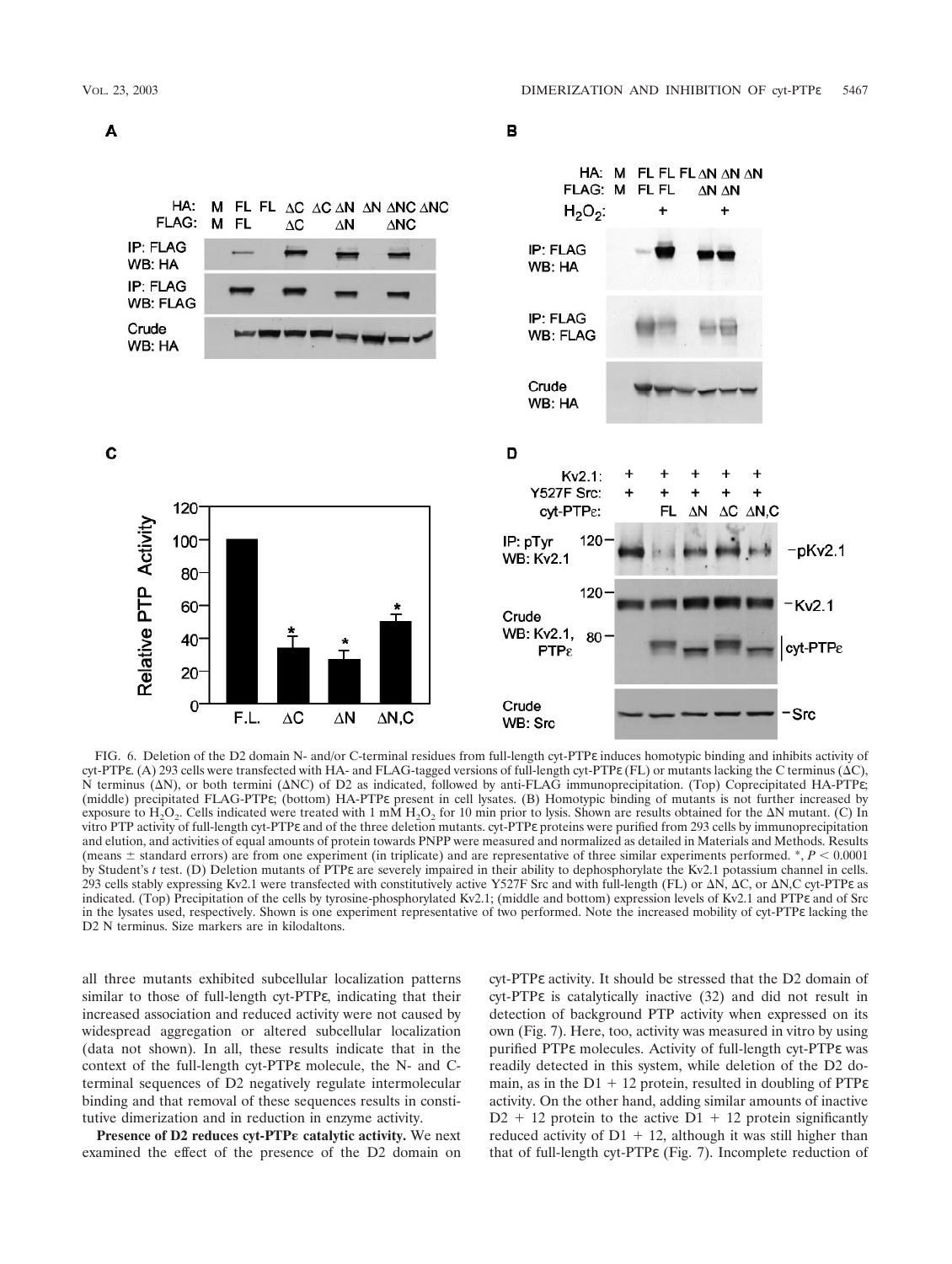FIG. 6. Deletion of the D2 domain N- and/or C-terminal residues from full-length cyt-PTPε induces homotypic binding and inhibits activity of cyt-PTPε. (A) 293 cells were transfected with HA- and FLAG-tagged versions of full-length cyt-PTPε (FL) or mutants lacking the C terminus (ΔC), N terminus (ΔN), or both termini (ΔNC) of D2 as indicated, followed by anti-FLAG immunoprecipitation. (Top) Coprecipitated HA-PTPε; (middle) precipitated FLAG-PTPε; (bottom) HA-PTPε present in cell lysates. (B) Homotypic binding of mutants is not further increased by exposure to $H_2O_2$. Cells indicated were treated with 1 mM $H_2O_2$ for 10 min prior to lysis. Shown are results obtained for the ΔN mutant. (C) In vitro PTP activity of full-length cyt-PTPε and of the three deletion mutants. cyt-PTPε proteins were purified from 293 cells by immunoprecipitation and elution, and activities of equal amounts of protein towards PNPP were measured and normalized as detailed in Materials and Methods. Results (means ± standard errors) are from one experiment (in triplicate) and are representative of three similar experiments performed. *, $P < 0.0001$ by Student's $t$ test. (D) Deletion mutants of PTPε are severely impaired in their ability to dephosphorylate the Kv2.1 potassium channel in cells. 293 cells stably expressing Kv2.1 were transfected with constitutively active Y527F Src and with full-length (FL) or ΔN, ΔC, or ΔN,C cyt-PTPε as indicated. (Top) Precipitation of the cells by tyrosine-phosphorylated Kv2.1; (middle and bottom) expression levels of Kv2.1 and PTPε and of Src in the lysates used, respectively. Shown is one experiment representative of two performed. Note the increased mobility of cyt-PTPε lacking the D2 N terminus. Size markers are in kilodaltons.

all three mutants exhibited subcellular localization patterns similar to those of full-length cyt-PTPε, indicating that their increased association and reduced activity were not caused by widespread aggregation or altered subcellular localization (data not shown). In all, these results indicate that in the context of the full-length cyt-PTPε molecule, the N- and C-terminal sequences of D2 negatively regulate intermolecular binding and that removal of these sequences results in constitutive dimerization and in reduction in enzyme activity.

**Presence of D2 reduces cyt-PTPε catalytic activity.** We next examined the effect of the presence of the D2 domain on cyt-PTPε activity. It should be stressed that the D2 domain of cyt-PTPε is catalytically inactive (32) and did not result in detection of background PTP activity when expressed on its own (Fig. 7). Here, too, activity was measured in vitro by using purified PTPε molecules. Activity of full-length cyt-PTPε was readily detected in this system, while deletion of the D2 domain, as in the D1 + 12 protein, resulted in doubling of PTPε activity. On the other hand, adding similar amounts of inactive D2 + 12 protein to the active D1 + 12 protein significantly reduced activity of D1 + 12, although it was still higher than that of full-length cyt-PTPε (Fig. 7). Incomplete reduction of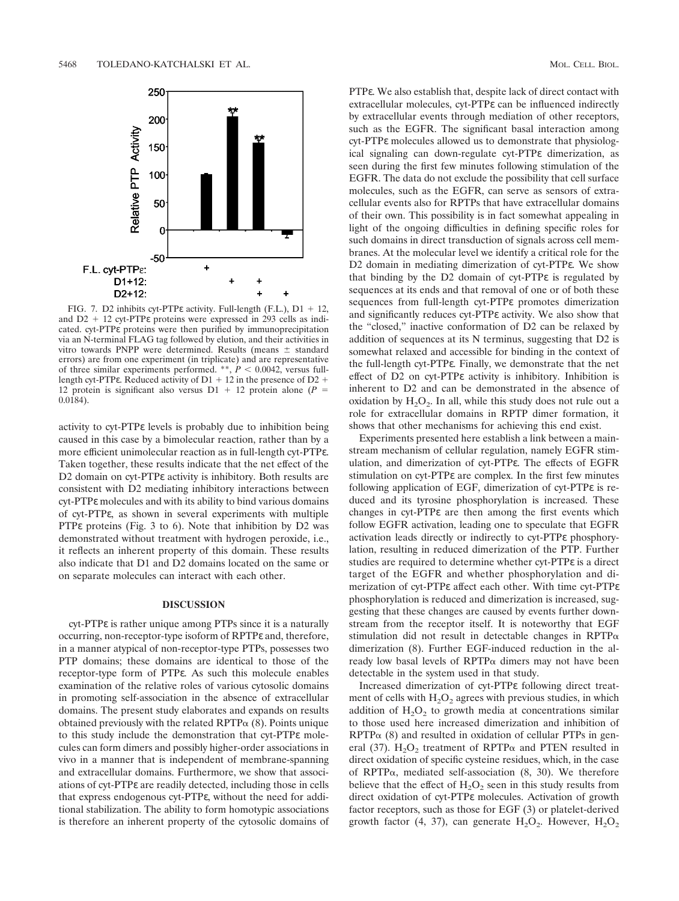250
200
150
100
50
0
-50

Relative PTP Activity

F.L. cyt-PTPε: +
D1+12: + +
D2+12: + +

FIG. 7. D2 inhibits cyt-PTPε activity. Full-length (F.L.), D1 + 12, and D2 + 12 cyt-PTPε proteins were expressed in 293 cells as indicated. cyt-PTPε proteins were then purified by immunoprecipitation via an N-terminal FLAG tag followed by elution, and their activities in vitro towards PNPP were determined. Results (means ± standard errors) are from one experiment (in triplicate) and are representative of three similar experiments performed. **, $P < 0.0042$, versus full-length cyt-PTPε. Reduced activity of D1 + 12 in the presence of D2 + 12 protein is significant also versus D1 + 12 protein alone ($P = 0.0184$).

activity to cyt-PTPε levels is probably due to inhibition being caused in this case by a bimolecular reaction, rather than by a more efficient unimolecular reaction as in full-length cyt-PTPε. Taken together, these results indicate that the net effect of the D2 domain on cyt-PTPε activity is inhibitory. Both results are consistent with D2 mediating inhibitory interactions between cyt-PTPε molecules and with its ability to bind various domains of cyt-PTPε, as shown in several experiments with multiple PTPε proteins (Fig. 3 to 6). Note that inhibition by D2 was demonstrated without treatment with hydrogen peroxide, i.e., it reflects an inherent property of this domain. These results also indicate that D1 and D2 domains located on the same or on separate molecules can interact with each other.

## DISCUSSION

cyt-PTPε is rather unique among PTPs since it is a naturally occurring, non-receptor-type isoform of RPTPε and, therefore, in a manner atypical of non-receptor-type PTPs, possesses two PTP domains; these domains are identical to those of the receptor-type form of PTPε. As such this molecule enables examination of the relative roles of various cytosolic domains in promoting self-association in the absence of extracellular domains. The present study elaborates and expands on results obtained previously with the related RPTPα (8). Points unique to this study include the demonstration that cyt-PTPε molecules can form dimers and possibly higher-order associations in vivo in a manner that is independent of membrane-spanning and extracellular domains. Furthermore, we show that associations of cyt-PTPε are readily detected, including those in cells that express endogenous cyt-PTPε, without the need for additional stabilization. The ability to form homotypic associations is therefore an inherent property of the cytosolic domains of PTPε. We also establish that, despite lack of direct contact with extracellular molecules, cyt-PTPε can be influenced indirectly by extracellular events through mediation of other receptors, such as the EGFR. The significant basal interaction among cyt-PTPε molecules allowed us to demonstrate that physiological signaling can down-regulate cyt-PTPε dimerization, as seen during the first few minutes following stimulation of the EGFR. The data do not exclude the possibility that cell surface molecules, such as the EGFR, can serve as sensors of extracellular events also for RPTPs that have extracellular domains of their own. This possibility is in fact somewhat appealing in light of the ongoing difficulties in defining specific roles for such domains in direct transduction of signals across cell membranes. At the molecular level we identify a critical role for the D2 domain in mediating dimerization of cyt-PTPε. We show that binding by the D2 domain of cyt-PTPε is regulated by sequences at its ends and that removal of one or of both these sequences from full-length cyt-PTPε promotes dimerization and significantly reduces cyt-PTPε activity. We also show that the "closed," inactive conformation of D2 can be relaxed by addition of sequences at its N terminus, suggesting that D2 is somewhat relaxed and accessible for binding in the context of the full-length cyt-PTPε. Finally, we demonstrate that the net effect of D2 on cyt-PTPε activity is inhibitory. Inhibition is inherent to D2 and can be demonstrated in the absence of oxidation by $H_2O_2$. In all, while this study does not rule out a role for extracellular domains in RPTP dimer formation, it shows that other mechanisms for achieving this end exist.

Experiments presented here establish a link between a mainstream mechanism of cellular regulation, namely EGFR stimulation, and dimerization of cyt-PTPε. The effects of EGFR stimulation on cyt-PTPε are complex. In the first few minutes following application of EGF, dimerization of cyt-PTPε is reduced and its tyrosine phosphorylation is increased. These changes in cyt-PTPε are then among the first events which follow EGFR activation, leading one to speculate that EGFR activation leads directly or indirectly to cyt-PTPε phosphorylation, resulting in reduced dimerization of the PTP. Further studies are required to determine whether cyt-PTPε is a direct target of the EGFR and whether phosphorylation and dimerization of cyt-PTPε affect each other. With time cyt-PTPε phosphorylation is reduced and dimerization is increased, suggesting that these changes are caused by events further downstream from the receptor itself. It is noteworthy that EGF stimulation did not result in detectable changes in RPTPα dimerization (8). Further EGF-induced reduction in the already low basal levels of RPTPα dimers may not have been detectable in the system used in that study.

Increased dimerization of cyt-PTPε following direct treatment of cells with $H_2O_2$ agrees with previous studies, in which addition of $H_2O_2$ to growth media at concentrations similar to those used here increased dimerization and inhibition of RPTPα (8) and resulted in oxidation of cellular PTPs in general (37). $H_2O_2$ treatment of RPTPα and PTEN resulted in direct oxidation of specific cysteine residues, which, in the case of RPTPα, mediated self-association (8, 30). We therefore believe that the effect of $H_2O_2$ seen in this study results from direct oxidation of cyt-PTPε molecules. Activation of growth factor receptors, such as those for EGF (3) or platelet-derived growth factor (4, 37), can generate $H_2O_2$. However, $H_2O_2$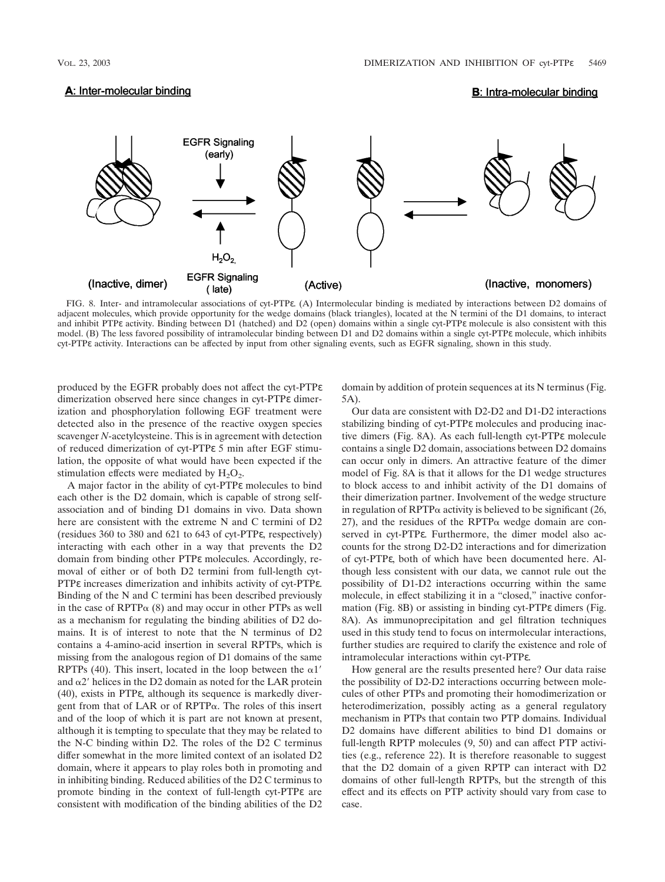FIG. 8. Inter- and intramolecular associations of cyt-PTPε. (A) Intermolecular binding is mediated by interactions between D2 domains of adjacent molecules, which provide opportunity for the wedge domains (black triangles), located at the N termini of the D1 domains, to interact and inhibit PTPε activity. Binding between D1 (hatched) and D2 (open) domains within a single cyt-PTPε molecule is also consistent with this model. (B) The less favored possibility of intramolecular binding between D1 and D2 domains within a single cyt-PTPε molecule, which inhibits cyt-PTPε activity. Interactions can be affected by input from other signaling events, such as EGFR signaling, shown in this study.

produced by the EGFR probably does not affect the cyt-PTPε dimerization observed here since changes in cyt-PTPε dimerization and phosphorylation following EGF treatment were detected also in the presence of the reactive oxygen species scavenger *N*-acetylcysteine. This is in agreement with detection of reduced dimerization of cyt-PTPε 5 min after EGF stimulation, the opposite of what would have been expected if the stimulation effects were mediated by $H_2O_2$.

A major factor in the ability of cyt-PTPε molecules to bind each other is the D2 domain, which is capable of strong self-association and of binding D1 domains in vivo. Data shown here are consistent with the extreme N and C termini of D2 (residues 360 to 380 and 621 to 643 of cyt-PTPε, respectively) interacting with each other in a way that prevents the D2 domain from binding other PTPε molecules. Accordingly, removal of either or of both D2 termini from full-length cyt-PTPε increases dimerization and inhibits activity of cyt-PTPε. Binding of the N and C termini has been described previously in the case of RPTPα (8) and may occur in other PTPs as well as a mechanism for regulating the binding abilities of D2 domains. It is of interest to note that the N terminus of D2 contains a 4-amino-acid insertion in several RPTPs, which is missing from the analogous region of D1 domains of the same RPTPs (40). This insert, located in the loop between the $\alpha 1'$ and $\alpha 2'$ helices in the D2 domain as noted for the LAR protein (40), exists in PTPε, although its sequence is markedly divergent from that of LAR or of RPTPα. The roles of this insert and of the loop of which it is part are not known at present, although it is tempting to speculate that they may be related to the N-C binding within D2. The roles of the D2 C terminus differ somewhat in the more limited context of an isolated D2 domain, where it appears to play roles both in promoting and in inhibiting binding. Reduced abilities of the D2 C terminus to promote binding in the context of full-length cyt-PTPε are consistent with modification of the binding abilities of the D2 domain by addition of protein sequences at its N terminus (Fig. 5A).

Our data are consistent with D2-D2 and D1-D2 interactions stabilizing binding of cyt-PTPε molecules and producing inactive dimers (Fig. 8A). As each full-length cyt-PTPε molecule contains a single D2 domain, associations between D2 domains can occur only in dimers. An attractive feature of the dimer model of Fig. 8A is that it allows for the D1 wedge structures to block access to and inhibit activity of the D1 domains of their dimerization partner. Involvement of the wedge structure in regulation of RPTPα activity is believed to be significant (26, 27), and the residues of the RPTPα wedge domain are conserved in cyt-PTPε. Furthermore, the dimer model also accounts for the strong D2-D2 interactions and for dimerization of cyt-PTPε, both of which have been documented here. Although less consistent with our data, we cannot rule out the possibility of D1-D2 interactions occurring within the same molecule, in effect stabilizing it in a "closed," inactive conformation (Fig. 8B) or assisting in binding cyt-PTPε dimers (Fig. 8A). As immunoprecipitation and gel filtration techniques used in this study tend to focus on intermolecular interactions, further studies are required to clarify the existence and role of intramolecular interactions within cyt-PTPε.

How general are the results presented here? Our data raise the possibility of D2-D2 interactions occurring between molecules of other PTPs and promoting their homodimerization or heterodimerization, possibly acting as a general regulatory mechanism in PTPs that contain two PTP domains. Individual D2 domains have different abilities to bind D1 domains or full-length RPTP molecules (9, 50) and can affect PTP activities (e.g., reference 22). It is therefore reasonable to suggest that the D2 domain of a given RPTP can interact with D2 domains of other full-length RPTPs, but the strength of this effect and its effects on PTP activity should vary from case to case.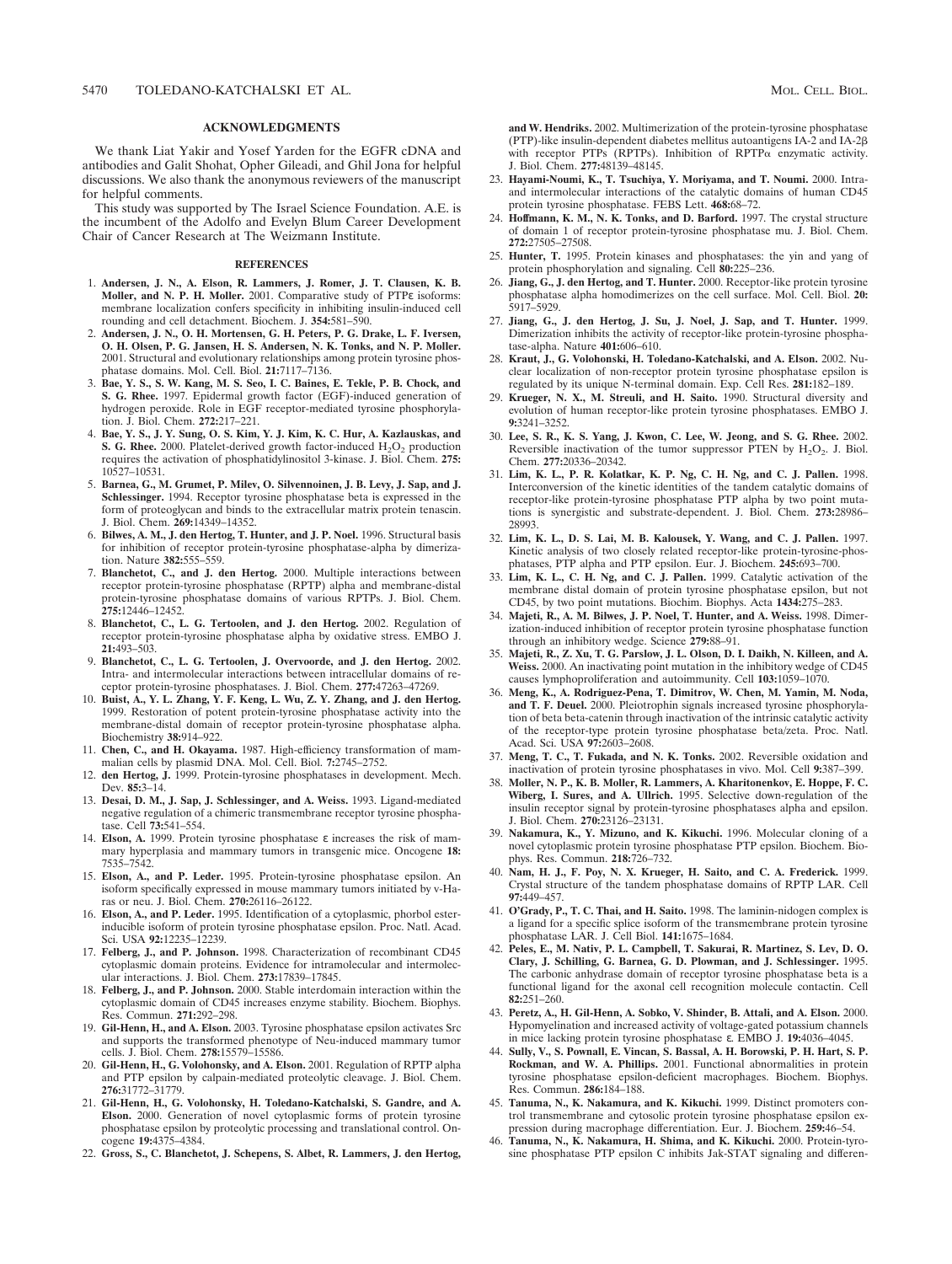## ACKNOWLEDGMENTS

We thank Liat Yakir and Yosef Yarden for the EGFR cDNA and antibodies and Galit Shohat, Opher Gileadi, and Ghil Jona for helpful discussions. We also thank the anonymous reviewers of the manuscript for helpful comments.

This study was supported by The Israel Science Foundation. A.E. is the incumbent of the Adolfo and Evelyn Blum Career Development Chair of Cancer Research at The Weizmann Institute.

## REFERENCES

1. **Andersen, J. N., A. Elson, R. Lammers, J. Romer, J. T. Clausen, K. B. Moller, and N. P. H. Moller.** 2001. Comparative study of PTPε isoforms: membrane localization confers specificity in inhibiting insulin-induced cell rounding and cell detachment. Biochem. J. **354:**581–590.
2. **Andersen, J. N., O. H. Mortensen, G. H. Peters, P. G. Drake, L. F. Iversen, O. H. Olsen, P. G. Jansen, H. S. Andersen, N. K. Tonks, and N. P. Moller.** 2001. Structural and evolutionary relationships among protein tyrosine phosphatase domains. Mol. Cell. Biol. **21:**7117–7136.
3. **Bae, Y. S., S. W. Kang, M. S. Seo, I. C. Baines, E. Tekle, P. B. Chock, and S. G. Rhee.** 1997. Epidermal growth factor (EGF)-induced generation of hydrogen peroxide. Role in EGF receptor-mediated tyrosine phosphorylation. J. Biol. Chem. **272:**217–221.
4. **Bae, Y. S., J. Y. Sung, O. S. Kim, Y. J. Kim, K. C. Hur, A. Kazlauskas, and S. G. Rhee.** 2000. Platelet-derived growth factor-induced $H_2O_2$ production requires the activation of phosphatidylinositol 3-kinase. J. Biol. Chem. **275:**10527–10531.
5. **Barnea, G., M. Grumet, P. Milev, O. Silvennoinen, J. B. Levy, J. Sap, and J. Schlessinger.** 1994. Receptor tyrosine phosphatase beta is expressed in the form of proteoglycan and binds to the extracellular matrix protein tenascin. J. Biol. Chem. **269:**14349–14352.
6. **Bilwes, A. M., J. den Hertog, T. Hunter, and J. P. Noel.** 1996. Structural basis for inhibition of receptor protein-tyrosine phosphatase-alpha by dimerization. Nature **382:**555–559.
7. **Blanchetot, C., and J. den Hertog.** 2000. Multiple interactions between receptor protein-tyrosine phosphatase (RPTP) alpha and membrane-distal protein-tyrosine phosphatase domains of various RPTPs. J. Biol. Chem. **275:**12446–12452.
8. **Blanchetot, C., L. G. Tertoolen, and J. den Hertog.** 2002. Regulation of receptor protein-tyrosine phosphatase alpha by oxidative stress. EMBO J. **21:**493–503.
9. **Blanchetot, C., L. G. Tertoolen, J. Overvoorde, and J. den Hertog.** 2002. Intra- and intermolecular interactions between intracellular domains of receptor protein-tyrosine phosphatases. J. Biol. Chem. **277:**47263–47269.
10. **Buist, A., Y. L. Zhang, Y. F. Keng, L. Wu, Z. Y. Zhang, and J. den Hertog.** 1999. Restoration of potent protein-tyrosine phosphatase activity into the membrane-distal domain of receptor protein-tyrosine phosphatase alpha. Biochemistry **38:**914–922.
11. **Chen, C., and H. Okayama.** 1987. High-efficiency transformation of mammalian cells by plasmid DNA. Mol. Cell. Biol. **7:**2745–2752.
12. **den Hertog, J.** 1999. Protein-tyrosine phosphatases in development. Mech. Dev. **85:**3–14.
13. **Desai, D. M., J. Sap, J. Schlessinger, and A. Weiss.** 1993. Ligand-mediated negative regulation of a chimeric transmembrane receptor tyrosine phosphatase. Cell **73:**541–554.
14. **Elson, A.** 1999. Protein tyrosine phosphatase ε increases the risk of mammary hyperplasia and mammary tumors in transgenic mice. Oncogene **18:**7535–7542.
15. **Elson, A., and P. Leder.** 1995. Protein-tyrosine phosphatase epsilon. An isoform specifically expressed in mouse mammary tumors initiated by v-Ha-ras or neu. J. Biol. Chem. **270:**26116–26122.
16. **Elson, A., and P. Leder.** 1995. Identification of a cytoplasmic, phorbol ester-inducible isoform of protein tyrosine phosphatase epsilon. Proc. Natl. Acad. Sci. USA **92:**12235–12239.
17. **Felberg, J., and P. Johnson.** 1998. Characterization of recombinant CD45 cytoplasmic domain proteins. Evidence for intramolecular and intermolecular interactions. J. Biol. Chem. **273:**17839–17845.
18. **Felberg, J., and P. Johnson.** 2000. Stable interdomain interaction within the cytoplasmic domain of CD45 increases enzyme stability. Biochem. Biophys. Res. Commun. **271:**292–298.
19. **Gil-Henn, H., and A. Elson.** 2003. Tyrosine phosphatase epsilon activates Src and supports the transformed phenotype of Neu-induced mammary tumor cells. J. Biol. Chem. **278:**15579–15586.
20. **Gil-Henn, H., G. Volohonsky, and A. Elson.** 2001. Regulation of RPTP alpha and PTP epsilon by calpain-mediated proteolytic cleavage. J. Biol. Chem. **276:**31772–31779.
21. **Gil-Henn, H., G. Volohonsky, H. Toledano-Katchalski, S. Gandre, and A. Elson.** 2000. Generation of novel cytoplasmic forms of protein tyrosine phosphatase epsilon by proteolytic processing and translational control. Oncogene **19:**4375–4384.
22. **Gross, S., C. Blanchetot, J. Schepens, S. Albet, R. Lammers, J. den Hertog, and W. Hendriks.** 2002. Multimerization of the protein-tyrosine phosphatase (PTP)-like insulin-dependent diabetes mellitus autoantigens IA-2 and IA-2β with receptor PTPs (RPTPs). Inhibition of RPTPα enzymatic activity. J. Biol. Chem. **277:**48139–48145.
23. **Hayami-Noumi, K., T. Tsuchiya, Y. Moriyama, and T. Noumi.** 2000. Intra- and intermolecular interactions of the catalytic domains of human CD45 protein tyrosine phosphatase. FEBS Lett. **468:**68–72.
24. **Hoffmann, K. M., N. K. Tonks, and D. Barford.** 1997. The crystal structure of domain 1 of receptor protein-tyrosine phosphatase mu. J. Biol. Chem. **272:**27505–27508.
25. **Hunter, T.** 1995. Protein kinases and phosphatases: the yin and yang of protein phosphorylation and signaling. Cell **80:**225–236.
26. **Jiang, G., J. den Hertog, and T. Hunter.** 2000. Receptor-like protein tyrosine phosphatase alpha homodimerizes on the cell surface. Mol. Cell. Biol. **20:**5917–5929.
27. **Jiang, G., J. den Hertog, J. Su, J. Noel, J. Sap, and T. Hunter.** 1999. Dimerization inhibits the activity of receptor-like protein-tyrosine phosphatase-alpha. Nature **401:**606–610.
28. **Kraut, J., G. Volohonski, H. Toledano-Katchalski, and A. Elson.** 2002. Nuclear localization of non-receptor protein tyrosine phosphatase epsilon is regulated by its unique N-terminal domain. Exp. Cell Res. **281:**182–189.
29. **Krueger, N. X., M. Streuli, and H. Saito.** 1990. Structural diversity and evolution of human receptor-like protein tyrosine phosphatases. EMBO J. **9:**3241–3252.
30. **Lee, S. R., K. S. Yang, J. Kwon, C. Lee, W. Jeong, and S. G. Rhee.** 2002. Reversible inactivation of the tumor suppressor PTEN by $H_2O_2$. J. Biol. Chem. **277:**20336–20342.
31. **Lim, K. L., P. R. Kolatkar, K. P. Ng, C. H. Ng, and C. J. Pallen.** 1998. Interconversion of the kinetic identities of the tandem catalytic domains of receptor-like protein-tyrosine phosphatase PTP alpha by two point mutations is synergistic and substrate-dependent. J. Biol. Chem. **273:**28986–28993.
32. **Lim, K. L., D. S. Lai, M. B. Kalousek, Y. Wang, and C. J. Pallen.** 1997. Kinetic analysis of two closely related receptor-like protein-tyrosine-phosphatases, PTP alpha and PTP epsilon. Eur. J. Biochem. **245:**693–700.
33. **Lim, K. L., C. H. Ng, and C. J. Pallen.** 1999. Catalytic activation of the membrane distal domain of protein tyrosine phosphatase epsilon, but not CD45, by two point mutations. Biochim. Biophys. Acta **1434:**275–283.
34. **Majeti, R., A. M. Bilwes, J. P. Noel, T. Hunter, and A. Weiss.** 1998. Dimerization-induced inhibition of receptor protein tyrosine phosphatase function through an inhibitory wedge. Science **279:**88–91.
35. **Majeti, R., Z. Xu, T. G. Parslow, J. L. Olson, D. I. Daikh, N. Killeen, and A. Weiss.** 2000. An inactivating point mutation in the inhibitory wedge of CD45 causes lymphoproliferation and autoimmunity. Cell **103:**1059–1070.
36. **Meng, K., A. Rodriguez-Pena, T. Dimitrov, W. Chen, M. Yamin, M. Noda, and T. F. Deuel.** 2000. Pleiotrophin signals increased tyrosine phosphorylation of beta beta-catenin through inactivation of the intrinsic catalytic activity of the receptor-type protein tyrosine phosphatase beta/zeta. Proc. Natl. Acad. Sci. USA **97:**2603–2608.
37. **Meng, T. C., T. Fukada, and N. K. Tonks.** 2002. Reversible oxidation and inactivation of protein tyrosine phosphatases in vivo. Mol. Cell **9:**387–399.
38. **Moller, N. P., K. B. Moller, R. Lammers, A. Kharitonenkov, E. Hoppe, F. C. Wiberg, I. Sures, and A. Ullrich.** 1995. Selective down-regulation of the insulin receptor signal by protein-tyrosine phosphatases alpha and epsilon. J. Biol. Chem. **270:**23126–23131.
39. **Nakamura, K., Y. Mizuno, and K. Kikuchi.** 1996. Molecular cloning of a novel cytoplasmic protein tyrosine phosphatase PTP epsilon. Biochem. Biophys. Res. Commun. **218:**726–732.
40. **Nam, H. J., F. Poy, N. X. Krueger, H. Saito, and C. A. Frederick.** 1999. Crystal structure of the tandem phosphatase domains of RPTP LAR. Cell **97:**449–457.
41. **O'Grady, P., T. C. Thai, and H. Saito.** 1998. The laminin-nidogen complex is a ligand for a specific splice isoform of the transmembrane protein tyrosine phosphatase LAR. J. Cell Biol. **141:**1675–1684.
42. **Peles, E., M. Nativ, P. L. Campbell, T. Sakurai, R. Martinez, S. Lev, D. O. Clary, J. Schilling, G. Barnea, G. D. Plowman, and J. Schlessinger.** 1995. The carbonic anhydrase domain of receptor tyrosine phosphatase beta is a functional ligand for the axonal cell recognition molecule contactin. Cell **82:**251–260.
43. **Peretz, A., H. Gil-Henn, A. Sobko, V. Shinder, B. Attali, and A. Elson.** 2000. Hypomyelination and increased activity of voltage-gated potassium channels in mice lacking protein tyrosine phosphatase ε. EMBO J. **19:**4036–4045.
44. **Sully, V., S. Pownall, E. Vincan, S. Bassal, A. H. Borowski, P. H. Hart, S. P. Rockman, and W. A. Phillips.** 2001. Functional abnormalities in protein tyrosine phosphatase epsilon-deficient macrophages. Biochem. Biophys. Res. Commun. **286:**184–188.
45. **Tanuma, N., K. Nakamura, and K. Kikuchi.** 1999. Distinct promoters control transmembrane and cytosolic protein tyrosine phosphatase epsilon expression during macrophage differentiation. Eur. J. Biochem. **259:**46–54.
46. **Tanuma, N., K. Nakamura, H. Shima, and K. Kikuchi.** 2000. Protein-tyrosine phosphatase PTP epsilon C inhibits Jak-STAT signaling and differen-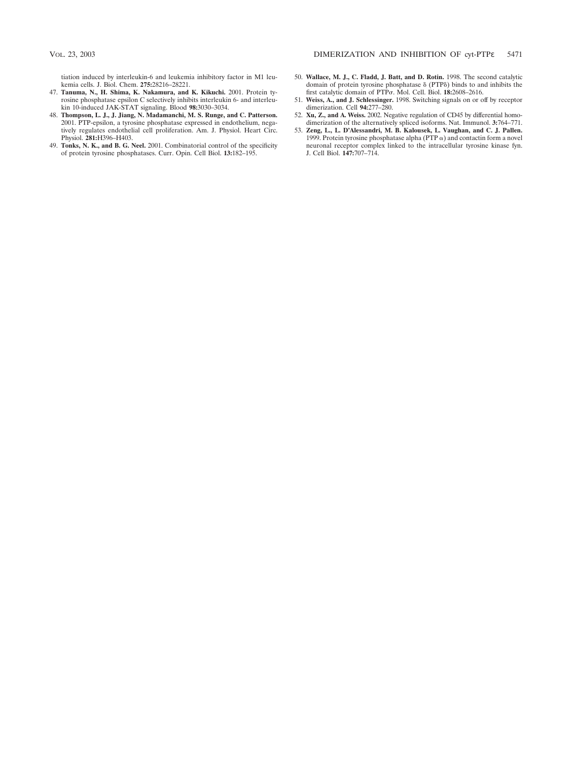tiation induced by interleukin-6 and leukemia inhibitory factor in M1 leukemia cells. J. Biol. Chem. **275:**28216–28221.

47. **Tanuma, N., H. Shima, K. Nakamura, and K. Kikuchi.** 2001. Protein tyrosine phosphatase epsilon C selectively inhibits interleukin 6- and interleukin 10-induced JAK-STAT signaling. Blood **98:**3030–3034.
48. **Thompson, L. J., J. Jiang, N. Madamanchi, M. S. Runge, and C. Patterson.** 2001. PTP-epsilon, a tyrosine phosphatase expressed in endothelium, negatively regulates endothelial cell proliferation. Am. J. Physiol. Heart Circ. Physiol. **281:**H396–H403.
49. **Tonks, N. K., and B. G. Neel.** 2001. Combinatorial control of the specificity of protein tyrosine phosphatases. Curr. Opin. Cell Biol. **13:**182–195.
50. **Wallace, M. J., C. Fladd, J. Batt, and D. Rotin.** 1998. The second catalytic domain of protein tyrosine phosphatase δ (PTPδ) binds to and inhibits the first catalytic domain of PTPσ. Mol. Cell. Biol. **18:**2608–2616.
51. **Weiss, A., and J. Schlessinger.** 1998. Switching signals on or off by receptor dimerization. Cell **94:**277–280.
52. **Xu, Z., and A. Weiss.** 2002. Negative regulation of CD45 by differential homodimerization of the alternatively spliced isoforms. Nat. Immunol. **3:**764–771.
53. **Zeng, L., L. D'Alessandri, M. B. Kalousek, L. Vaughan, and C. J. Pallen.** 1999. Protein tyrosine phosphatase alpha (PTP α) and contactin form a novel neuronal receptor complex linked to the intracellular tyrosine kinase fyn. J. Cell Biol. **147:**707–714.